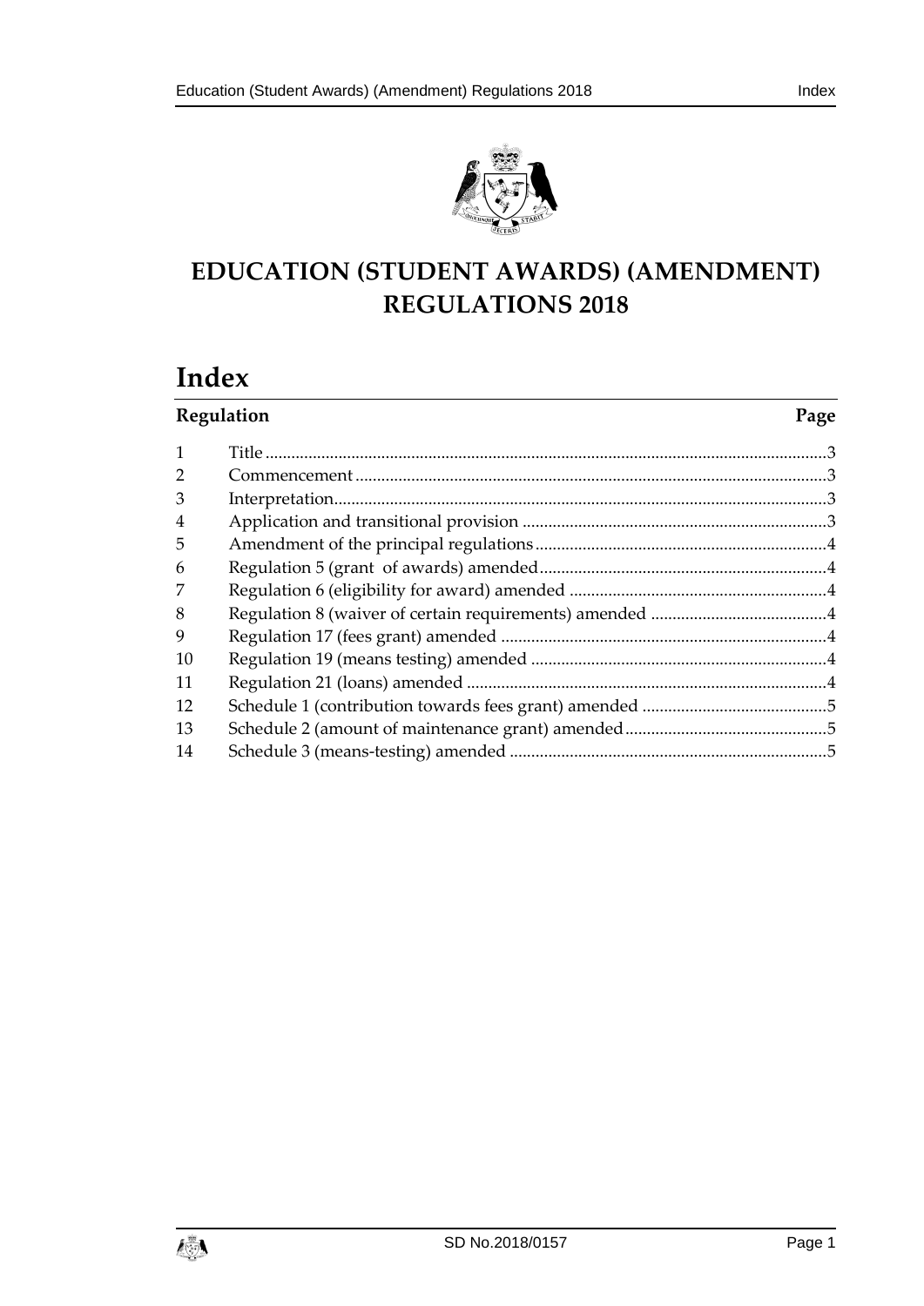# EDUCATION (STUDENT AWARDS) (AMENDMENT) REGULATIONS 2018

## Index

| Regulation | | Page |
|---|---|---|
| 1 | Title | 3 |
| 2 | Commencement | 3 |
| 3 | Interpretation | 3 |
| 4 | Application and transitional provision | 3 |
| 5 | Amendment of the principal regulations | 4 |
| 6 | Regulation 5 (grant of awards) amended | 4 |
| 7 | Regulation 6 (eligibility for award) amended | 4 |
| 8 | Regulation 8 (waiver of certain requirements) amended | 4 |
| 9 | Regulation 17 (fees grant) amended | 4 |
| 10 | Regulation 19 (means testing) amended | 4 |
| 11 | Regulation 21 (loans) amended | 4 |
| 12 | Schedule 1 (contribution towards fees grant) amended | 5 |
| 13 | Schedule 2 (amount of maintenance grant) amended | 5 |
| 14 | Schedule 3 (means-testing) amended | 5 |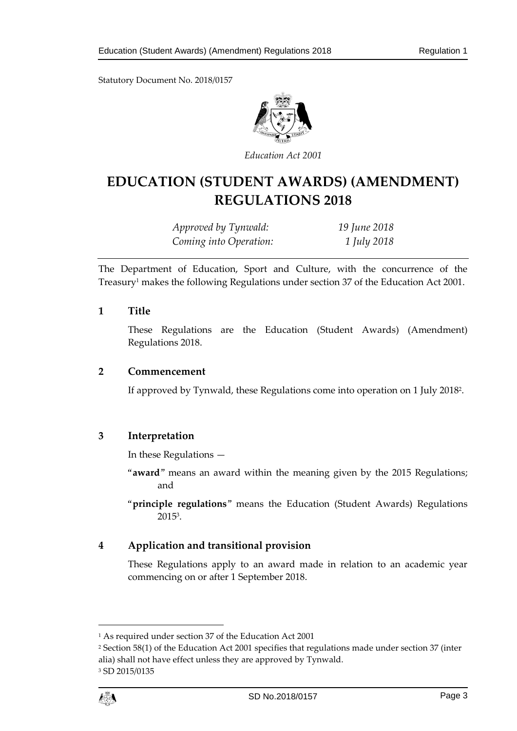Statutory Document No. 2018/0157

*Education Act 2001*

# EDUCATION (STUDENT AWARDS) (AMENDMENT) REGULATIONS 2018

*Approved by Tynwald:* *19 June 2018*
*Coming into Operation:* *1 July 2018*

The Department of Education, Sport and Culture, with the concurrence of the Treasury[1] makes the following Regulations under section 37 of the Education Act 2001.

## 1 Title

These Regulations are the Education (Student Awards) (Amendment) Regulations 2018.

## 2 Commencement

If approved by Tynwald, these Regulations come into operation on 1 July 2018[2].

## 3 Interpretation

In these Regulations —

"**award**" means an award within the meaning given by the 2015 Regulations; and

"**principle regulations**" means the Education (Student Awards) Regulations 2015[3].

## 4 Application and transitional provision

These Regulations apply to an award made in relation to an academic year commencing on or after 1 September 2018.

---

[1] As required under section 37 of the Education Act 2001

[2] Section 58(1) of the Education Act 2001 specifies that regulations made under section 37 (inter alia) shall not have effect unless they are approved by Tynwald.

[3] SD 2015/0135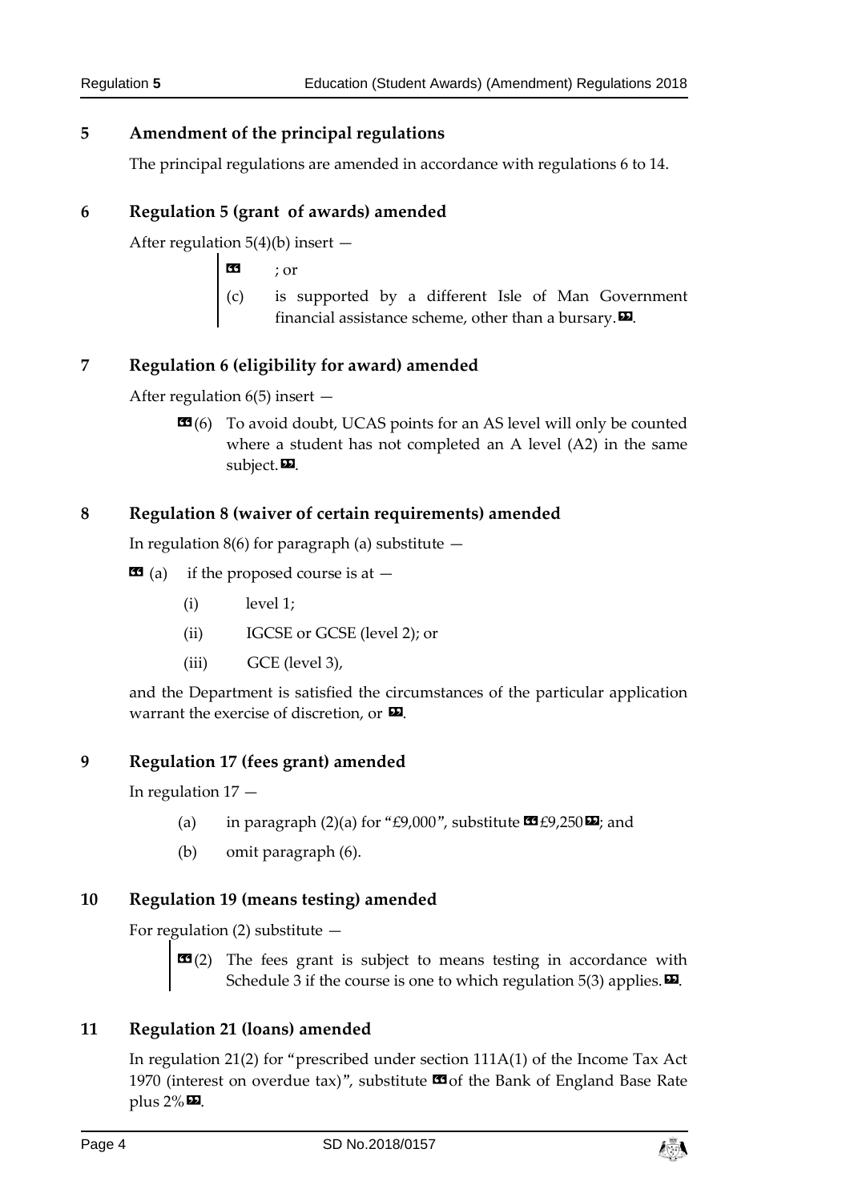## 5 Amendment of the principal regulations

The principal regulations are amended in accordance with regulations 6 to 14.

## 6 Regulation 5 (grant of awards) amended

After regulation 5(4)(b) insert —

> « ; or
>
> (c) is supported by a different Isle of Man Government financial assistance scheme, other than a bursary.».

## 7 Regulation 6 (eligibility for award) amended

After regulation 6(5) insert —

> «(6) To avoid doubt, UCAS points for an AS level will only be counted where a student has not completed an A level (A2) in the same subject.».

## 8 Regulation 8 (waiver of certain requirements) amended

In regulation 8(6) for paragraph (a) substitute —

« (a) if the proposed course is at —

- (i) level 1;
- (ii) IGCSE or GCSE (level 2); or
- (iii) GCE (level 3),

and the Department is satisfied the circumstances of the particular application warrant the exercise of discretion, or ».

## 9 Regulation 17 (fees grant) amended

In regulation 17 —

- (a) in paragraph (2)(a) for "£9,000", substitute «£9,250»; and
- (b) omit paragraph (6).

## 10 Regulation 19 (means testing) amended

For regulation (2) substitute —

> «(2) The fees grant is subject to means testing in accordance with Schedule 3 if the course is one to which regulation 5(3) applies.».

## 11 Regulation 21 (loans) amended

In regulation 21(2) for "prescribed under section 111A(1) of the Income Tax Act 1970 (interest on overdue tax)", substitute «of the Bank of England Base Rate plus 2%».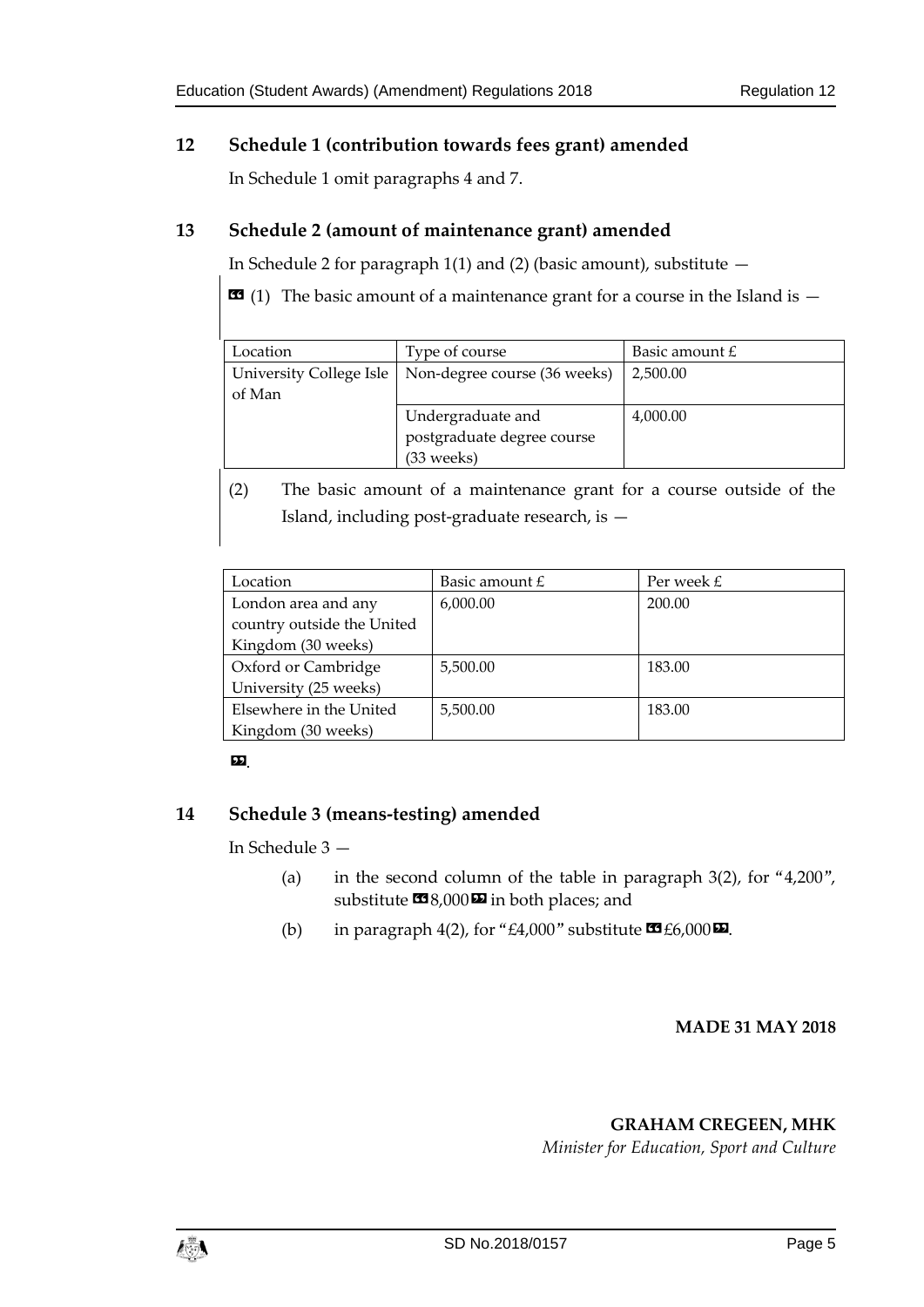## 12 Schedule 1 (contribution towards fees grant) amended

In Schedule 1 omit paragraphs 4 and 7.

## 13 Schedule 2 (amount of maintenance grant) amended

In Schedule 2 for paragraph 1(1) and (2) (basic amount), substitute —

«(1) The basic amount of a maintenance grant for a course in the Island is —

| Location | Type of course | Basic amount £ |
| --- | --- | --- |
| University College Isle of Man | Non-degree course (36 weeks) | 2,500.00 |
| | Undergraduate and postgraduate degree course (33 weeks) | 4,000.00 |

(2) The basic amount of a maintenance grant for a course outside of the Island, including post-graduate research, is —

| Location | Basic amount £ | Per week £ |
| --- | --- | --- |
| London area and any country outside the United Kingdom (30 weeks) | 6,000.00 | 200.00 |
| Oxford or Cambridge University (25 weeks) | 5,500.00 | 183.00 |
| Elsewhere in the United Kingdom (30 weeks) | 5,500.00 | 183.00 |

».

## 14 Schedule 3 (means-testing) amended

In Schedule 3 —

(a) in the second column of the table in paragraph 3(2), for "4,200", substitute «8,000» in both places; and

(b) in paragraph 4(2), for "£4,000" substitute «£6,000».

**MADE 31 MAY 2018**

**GRAHAM CREGEEN, MHK**
*Minister for Education, Sport and Culture*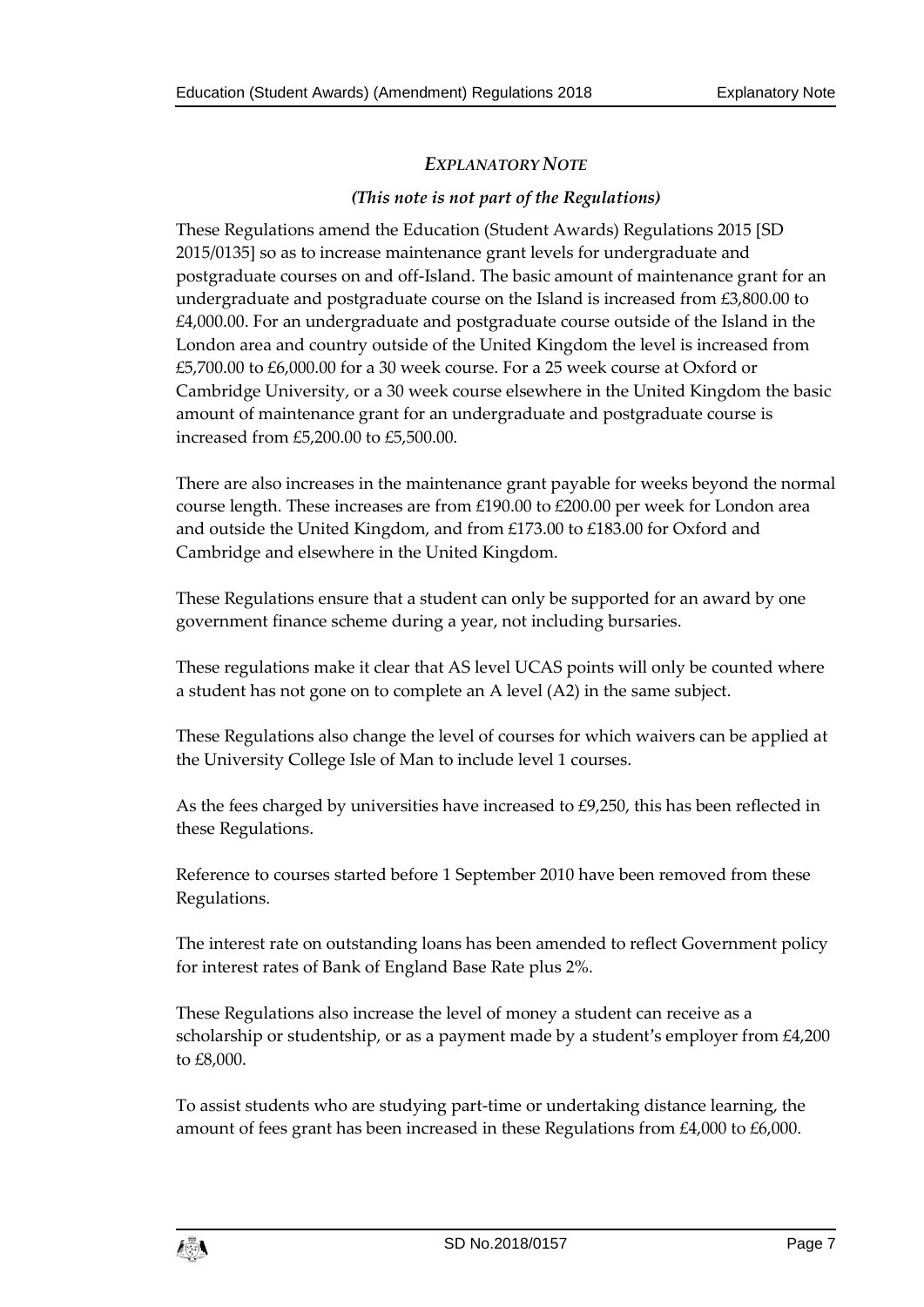## *EXPLANATORY NOTE*

### *(This note is not part of the Regulations)*

These Regulations amend the Education (Student Awards) Regulations 2015 [SD 2015/0135] so as to increase maintenance grant levels for undergraduate and postgraduate courses on and off-Island. The basic amount of maintenance grant for an undergraduate and postgraduate course on the Island is increased from £3,800.00 to £4,000.00. For an undergraduate and postgraduate course outside of the Island in the London area and country outside of the United Kingdom the level is increased from £5,700.00 to £6,000.00 for a 30 week course. For a 25 week course at Oxford or Cambridge University, or a 30 week course elsewhere in the United Kingdom the basic amount of maintenance grant for an undergraduate and postgraduate course is increased from £5,200.00 to £5,500.00.

There are also increases in the maintenance grant payable for weeks beyond the normal course length. These increases are from £190.00 to £200.00 per week for London area and outside the United Kingdom, and from £173.00 to £183.00 for Oxford and Cambridge and elsewhere in the United Kingdom.

These Regulations ensure that a student can only be supported for an award by one government finance scheme during a year, not including bursaries.

These regulations make it clear that AS level UCAS points will only be counted where a student has not gone on to complete an A level (A2) in the same subject.

These Regulations also change the level of courses for which waivers can be applied at the University College Isle of Man to include level 1 courses.

As the fees charged by universities have increased to £9,250, this has been reflected in these Regulations.

Reference to courses started before 1 September 2010 have been removed from these Regulations.

The interest rate on outstanding loans has been amended to reflect Government policy for interest rates of Bank of England Base Rate plus 2%.

These Regulations also increase the level of money a student can receive as a scholarship or studentship, or as a payment made by a student's employer from £4,200 to £8,000.

To assist students who are studying part-time or undertaking distance learning, the amount of fees grant has been increased in these Regulations from £4,000 to £6,000.